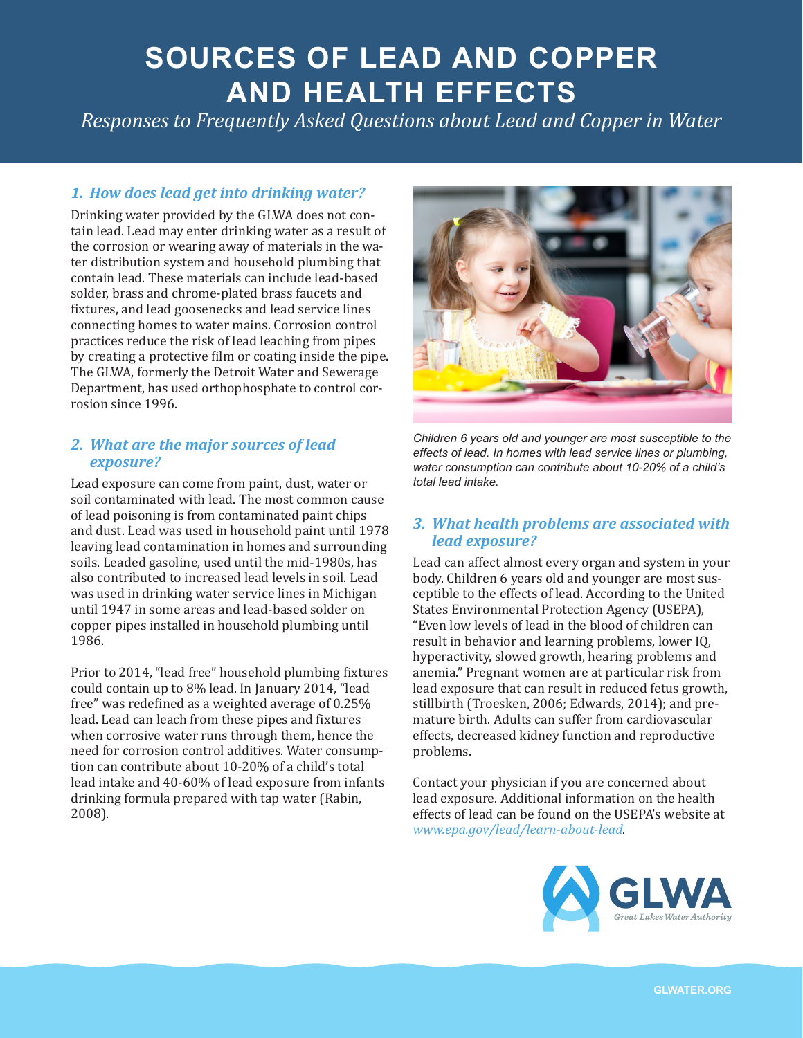# SOURCES OF LEAD AND COPPER AND HEALTH EFFECTS

*Responses to Frequently Asked Questions about Lead and Copper in Water*

### *1. How does lead get into drinking water?*

Drinking water provided by the GLWA does not contain lead. Lead may enter drinking water as a result of the corrosion or wearing away of materials in the water distribution system and household plumbing that contain lead. These materials can include lead-based solder, brass and chrome-plated brass faucets and fixtures, and lead goosenecks and lead service lines connecting homes to water mains. Corrosion control practices reduce the risk of lead leaching from pipes by creating a protective film or coating inside the pipe. The GLWA, formerly the Detroit Water and Sewerage Department, has used orthophosphate to control corrosion since 1996.

### *2. What are the major sources of lead exposure?*

Lead exposure can come from paint, dust, water or soil contaminated with lead. The most common cause of lead poisoning is from contaminated paint chips and dust. Lead was used in household paint until 1978 leaving lead contamination in homes and surrounding soils. Leaded gasoline, used until the mid-1980s, has also contributed to increased lead levels in soil. Lead was used in drinking water service lines in Michigan until 1947 in some areas and lead-based solder on copper pipes installed in household plumbing until 1986.

Prior to 2014, "lead free" household plumbing fixtures could contain up to 8% lead. In January 2014, "lead free" was redefined as a weighted average of 0.25% lead. Lead can leach from these pipes and fixtures when corrosive water runs through them, hence the need for corrosion control additives. Water consumption can contribute about 10-20% of a child's total lead intake and 40-60% of lead exposure from infants drinking formula prepared with tap water (Rabin, 2008).

*Children 6 years old and younger are most susceptible to the effects of lead. In homes with lead service lines or plumbing, water consumption can contribute about 10-20% of a child's total lead intake.*

### *3. What health problems are associated with lead exposure?*

Lead can affect almost every organ and system in your body. Children 6 years old and younger are most susceptible to the effects of lead. According to the United States Environmental Protection Agency (USEPA), "Even low levels of lead in the blood of children can result in behavior and learning problems, lower IQ, hyperactivity, slowed growth, hearing problems and anemia." Pregnant women are at particular risk from lead exposure that can result in reduced fetus growth, stillbirth (Troesken, 2006; Edwards, 2014); and premature birth. Adults can suffer from cardiovascular effects, decreased kidney function and reproductive problems.

Contact your physician if you are concerned about lead exposure. Additional information on the health effects of lead can be found on the USEPA's website at *www.epa.gov/lead/learn-about-lead*.

GLWA Great Lakes Water Authority

GLWATER.ORG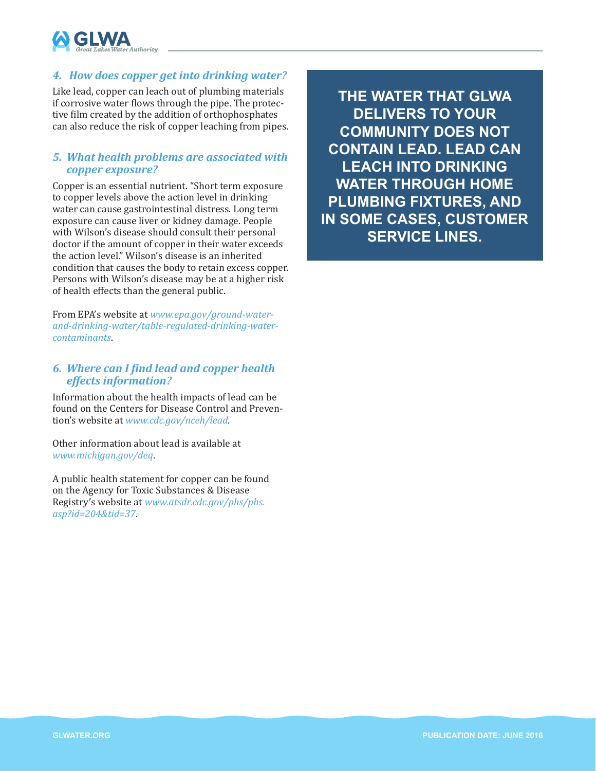### *4. How does copper get into drinking water?*

Like lead, copper can leach out of plumbing materials if corrosive water flows through the pipe. The protective film created by the addition of orthophosphates can also reduce the risk of copper leaching from pipes.

### *5. What health problems are associated with copper exposure?*

Copper is an essential nutrient. "Short term exposure to copper levels above the action level in drinking water can cause gastrointestinal distress. Long term exposure can cause liver or kidney damage. People with Wilson's disease should consult their personal doctor if the amount of copper in their water exceeds the action level." Wilson's disease is an inherited condition that causes the body to retain excess copper. Persons with Wilson's disease may be at a higher risk of health effects than the general public.

From EPA's website at *www.epa.gov/ground-water-and-drinking-water/table-regulated-drinking-water-contaminants*.

### *6. Where can I find lead and copper health effects information?*

Information about the health impacts of lead can be found on the Centers for Disease Control and Prevention's website at *www.cdc.gov/nceh/lead*.

Other information about lead is available at *www.michigan.gov/deq*.

A public health statement for copper can be found on the Agency for Toxic Substances & Disease Registry's website at *www.atsdr.cdc.gov/phs/phs.asp?id=204&tid=37*.

**THE WATER THAT GLWA DELIVERS TO YOUR COMMUNITY DOES NOT CONTAIN LEAD. LEAD CAN LEACH INTO DRINKING WATER THROUGH HOME PLUMBING FIXTURES, AND IN SOME CASES, CUSTOMER SERVICE LINES.**

GLWATER.ORG

PUBLICATION DATE: JUNE 2016